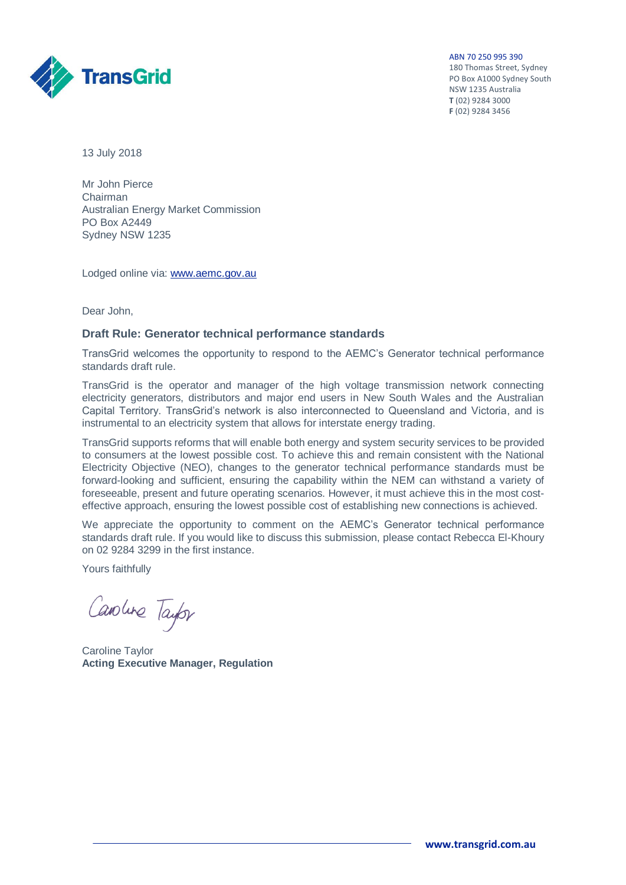TransGrid

ABN 70 250 995 390
180 Thomas Street, Sydney
PO Box A1000 Sydney South
NSW 1235 Australia
**T** (02) 9284 3000
**F** (02) 9284 3456

13 July 2018

Mr John Pierce
Chairman
Australian Energy Market Commission
PO Box A2449
Sydney NSW 1235

Lodged online via: [www.aemc.gov.au](http://www.aemc.gov.au)

Dear John,

### Draft Rule: Generator technical performance standards

TransGrid welcomes the opportunity to respond to the AEMC's Generator technical performance standards draft rule.

TransGrid is the operator and manager of the high voltage transmission network connecting electricity generators, distributors and major end users in New South Wales and the Australian Capital Territory. TransGrid's network is also interconnected to Queensland and Victoria, and is instrumental to an electricity system that allows for interstate energy trading.

TransGrid supports reforms that will enable both energy and system security services to be provided to consumers at the lowest possible cost. To achieve this and remain consistent with the National Electricity Objective (NEO), changes to the generator technical performance standards must be forward-looking and sufficient, ensuring the capability within the NEM can withstand a variety of foreseeable, present and future operating scenarios. However, it must achieve this in the most cost-effective approach, ensuring the lowest possible cost of establishing new connections is achieved.

We appreciate the opportunity to comment on the AEMC's Generator technical performance standards draft rule. If you would like to discuss this submission, please contact Rebecca El-Khoury on 02 9284 3299 in the first instance.

Yours faithfully

Caroline Taylor

Caroline Taylor
**Acting Executive Manager, Regulation**

**www.transgrid.com.au**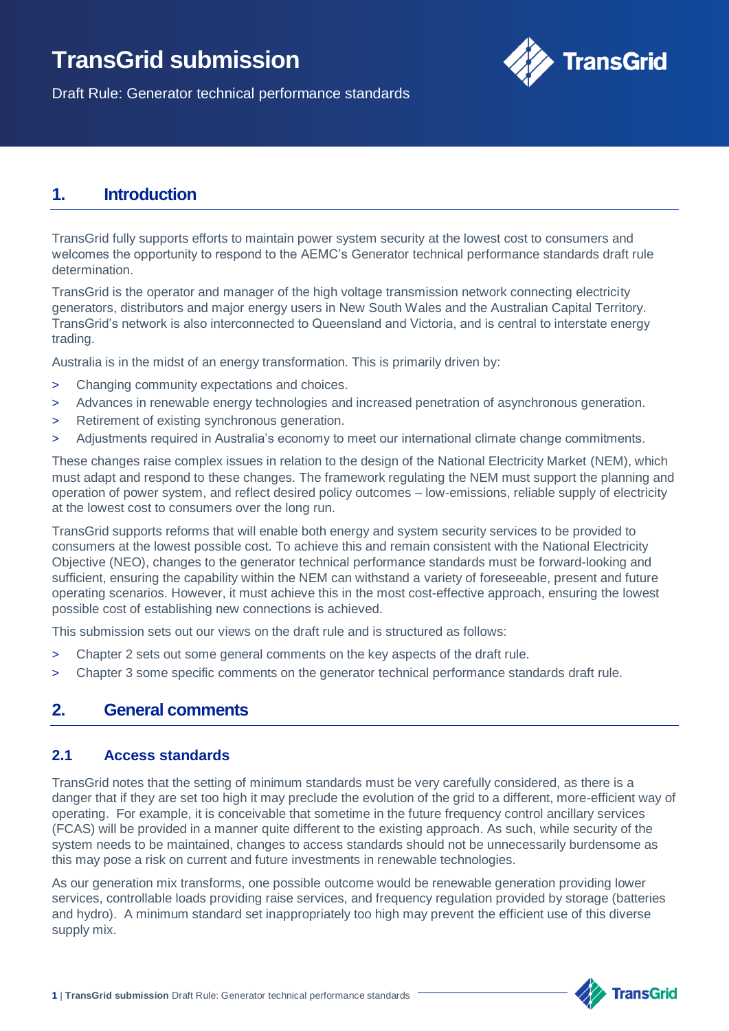# TransGrid submission

Draft Rule: Generator technical performance standards

## 1. Introduction

TransGrid fully supports efforts to maintain power system security at the lowest cost to consumers and welcomes the opportunity to respond to the AEMC's Generator technical performance standards draft rule determination.

TransGrid is the operator and manager of the high voltage transmission network connecting electricity generators, distributors and major energy users in New South Wales and the Australian Capital Territory. TransGrid's network is also interconnected to Queensland and Victoria, and is central to interstate energy trading.

Australia is in the midst of an energy transformation. This is primarily driven by:

- Changing community expectations and choices.
- Advances in renewable energy technologies and increased penetration of asynchronous generation.
- Retirement of existing synchronous generation.
- Adjustments required in Australia's economy to meet our international climate change commitments.

These changes raise complex issues in relation to the design of the National Electricity Market (NEM), which must adapt and respond to these changes. The framework regulating the NEM must support the planning and operation of power system, and reflect desired policy outcomes – low-emissions, reliable supply of electricity at the lowest cost to consumers over the long run.

TransGrid supports reforms that will enable both energy and system security services to be provided to consumers at the lowest possible cost. To achieve this and remain consistent with the National Electricity Objective (NEO), changes to the generator technical performance standards must be forward-looking and sufficient, ensuring the capability within the NEM can withstand a variety of foreseeable, present and future operating scenarios. However, it must achieve this in the most cost-effective approach, ensuring the lowest possible cost of establishing new connections is achieved.

This submission sets out our views on the draft rule and is structured as follows:

- Chapter 2 sets out some general comments on the key aspects of the draft rule.
- Chapter 3 some specific comments on the generator technical performance standards draft rule.

## 2. General comments

### 2.1 Access standards

TransGrid notes that the setting of minimum standards must be very carefully considered, as there is a danger that if they are set too high it may preclude the evolution of the grid to a different, more-efficient way of operating. For example, it is conceivable that sometime in the future frequency control ancillary services (FCAS) will be provided in a manner quite different to the existing approach. As such, while security of the system needs to be maintained, changes to access standards should not be unnecessarily burdensome as this may pose a risk on current and future investments in renewable technologies.

As our generation mix transforms, one possible outcome would be renewable generation providing lower services, controllable loads providing raise services, and frequency regulation provided by storage (batteries and hydro). A minimum standard set inappropriately too high may prevent the efficient use of this diverse supply mix.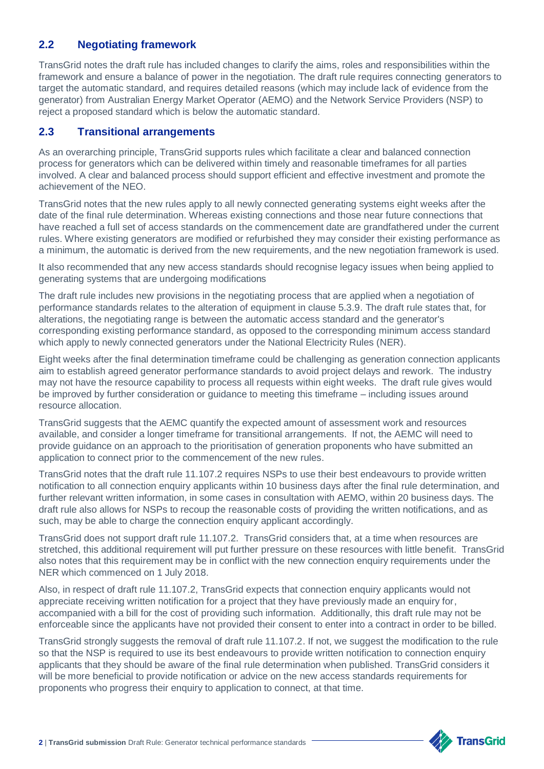## 2.2 Negotiating framework

TransGrid notes the draft rule has included changes to clarify the aims, roles and responsibilities within the framework and ensure a balance of power in the negotiation. The draft rule requires connecting generators to target the automatic standard, and requires detailed reasons (which may include lack of evidence from the generator) from Australian Energy Market Operator (AEMO) and the Network Service Providers (NSP) to reject a proposed standard which is below the automatic standard.

## 2.3 Transitional arrangements

As an overarching principle, TransGrid supports rules which facilitate a clear and balanced connection process for generators which can be delivered within timely and reasonable timeframes for all parties involved. A clear and balanced process should support efficient and effective investment and promote the achievement of the NEO.

TransGrid notes that the new rules apply to all newly connected generating systems eight weeks after the date of the final rule determination. Whereas existing connections and those near future connections that have reached a full set of access standards on the commencement date are grandfathered under the current rules. Where existing generators are modified or refurbished they may consider their existing performance as a minimum, the automatic is derived from the new requirements, and the new negotiation framework is used.

It also recommended that any new access standards should recognise legacy issues when being applied to generating systems that are undergoing modifications

The draft rule includes new provisions in the negotiating process that are applied when a negotiation of performance standards relates to the alteration of equipment in clause 5.3.9. The draft rule states that, for alterations, the negotiating range is between the automatic access standard and the generator's corresponding existing performance standard, as opposed to the corresponding minimum access standard which apply to newly connected generators under the National Electricity Rules (NER).

Eight weeks after the final determination timeframe could be challenging as generation connection applicants aim to establish agreed generator performance standards to avoid project delays and rework. The industry may not have the resource capability to process all requests within eight weeks. The draft rule gives would be improved by further consideration or guidance to meeting this timeframe – including issues around resource allocation.

TransGrid suggests that the AEMC quantify the expected amount of assessment work and resources available, and consider a longer timeframe for transitional arrangements. If not, the AEMC will need to provide guidance on an approach to the prioritisation of generation proponents who have submitted an application to connect prior to the commencement of the new rules.

TransGrid notes that the draft rule 11.107.2 requires NSPs to use their best endeavours to provide written notification to all connection enquiry applicants within 10 business days after the final rule determination, and further relevant written information, in some cases in consultation with AEMO, within 20 business days. The draft rule also allows for NSPs to recoup the reasonable costs of providing the written notifications, and as such, may be able to charge the connection enquiry applicant accordingly.

TransGrid does not support draft rule 11.107.2. TransGrid considers that, at a time when resources are stretched, this additional requirement will put further pressure on these resources with little benefit. TransGrid also notes that this requirement may be in conflict with the new connection enquiry requirements under the NER which commenced on 1 July 2018.

Also, in respect of draft rule 11.107.2, TransGrid expects that connection enquiry applicants would not appreciate receiving written notification for a project that they have previously made an enquiry for, accompanied with a bill for the cost of providing such information. Additionally, this draft rule may not be enforceable since the applicants have not provided their consent to enter into a contract in order to be billed.

TransGrid strongly suggests the removal of draft rule 11.107.2. If not, we suggest the modification to the rule so that the NSP is required to use its best endeavours to provide written notification to connection enquiry applicants that they should be aware of the final rule determination when published. TransGrid considers it will be more beneficial to provide notification or advice on the new access standards requirements for proponents who progress their enquiry to application to connect, at that time.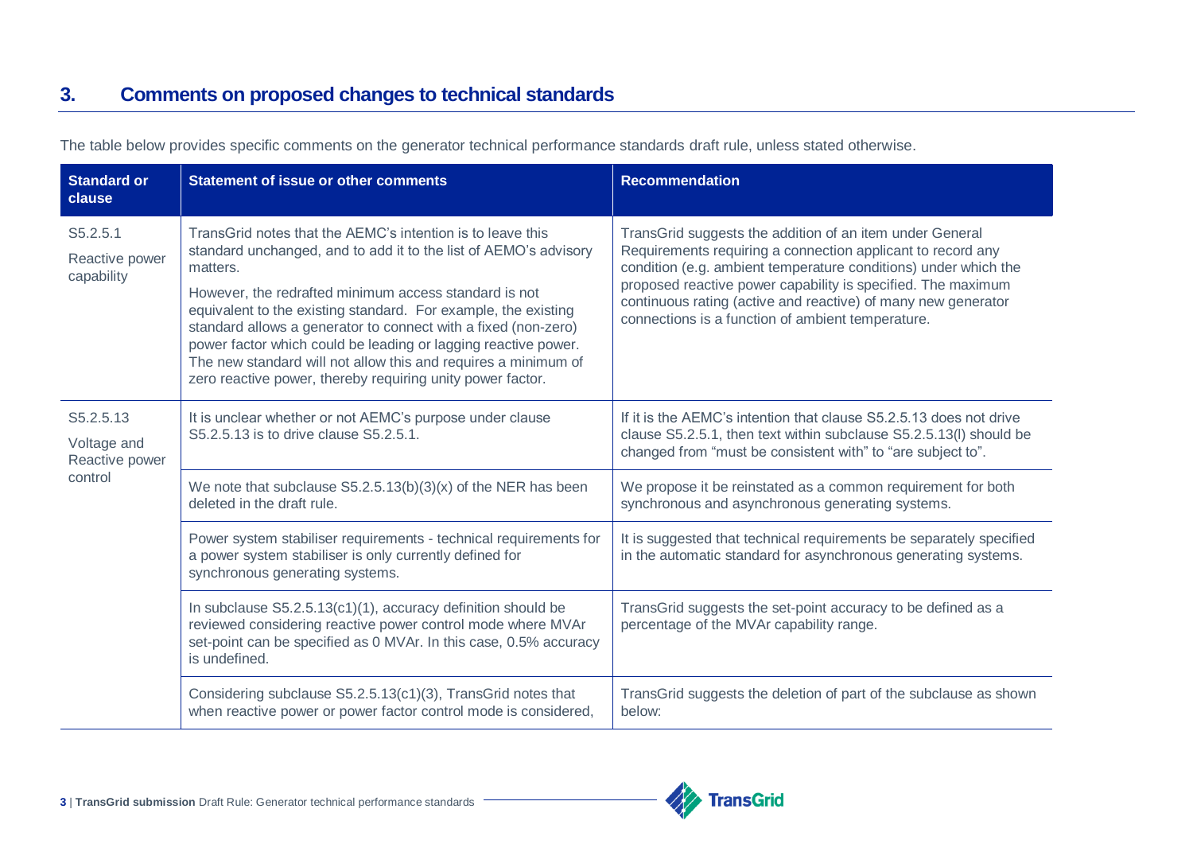## 3. Comments on proposed changes to technical standards

The table below provides specific comments on the generator technical performance standards draft rule, unless stated otherwise.

| Standard or clause | Statement of issue or other comments | Recommendation |
| --- | --- | --- |
| S5.2.5.1<br><br>Reactive power capability | TransGrid notes that the AEMC's intention is to leave this standard unchanged, and to add it to the list of AEMO's advisory matters.<br><br>However, the redrafted minimum access standard is not equivalent to the existing standard. For example, the existing standard allows a generator to connect with a fixed (non-zero) power factor which could be leading or lagging reactive power. The new standard will not allow this and requires a minimum of zero reactive power, thereby requiring unity power factor. | TransGrid suggests the addition of an item under General Requirements requiring a connection applicant to record any condition (e.g. ambient temperature conditions) under which the proposed reactive power capability is specified. The maximum continuous rating (active and reactive) of many new generator connections is a function of ambient temperature. |
| S5.2.5.13<br><br>Voltage and Reactive power control | It is unclear whether or not AEMC's purpose under clause S5.2.5.13 is to drive clause S5.2.5.1. | If it is the AEMC's intention that clause S5.2.5.13 does not drive clause S5.2.5.1, then text within subclause S5.2.5.13(l) should be changed from "must be consistent with" to "are subject to". |
| | We note that subclause S5.2.5.13(b)(3)(x) of the NER has been deleted in the draft rule. | We propose it be reinstated as a common requirement for both synchronous and asynchronous generating systems. |
| | Power system stabiliser requirements - technical requirements for a power system stabiliser is only currently defined for synchronous generating systems. | It is suggested that technical requirements be separately specified in the automatic standard for asynchronous generating systems. |
| | In subclause S5.2.5.13(c1)(1), accuracy definition should be reviewed considering reactive power control mode where MVAr set-point can be specified as 0 MVAr. In this case, 0.5% accuracy is undefined. | TransGrid suggests the set-point accuracy to be defined as a percentage of the MVAr capability range. |
| | Considering subclause S5.2.5.13(c1)(3), TransGrid notes that when reactive power or power factor control mode is considered, | TransGrid suggests the deletion of part of the subclause as shown below: |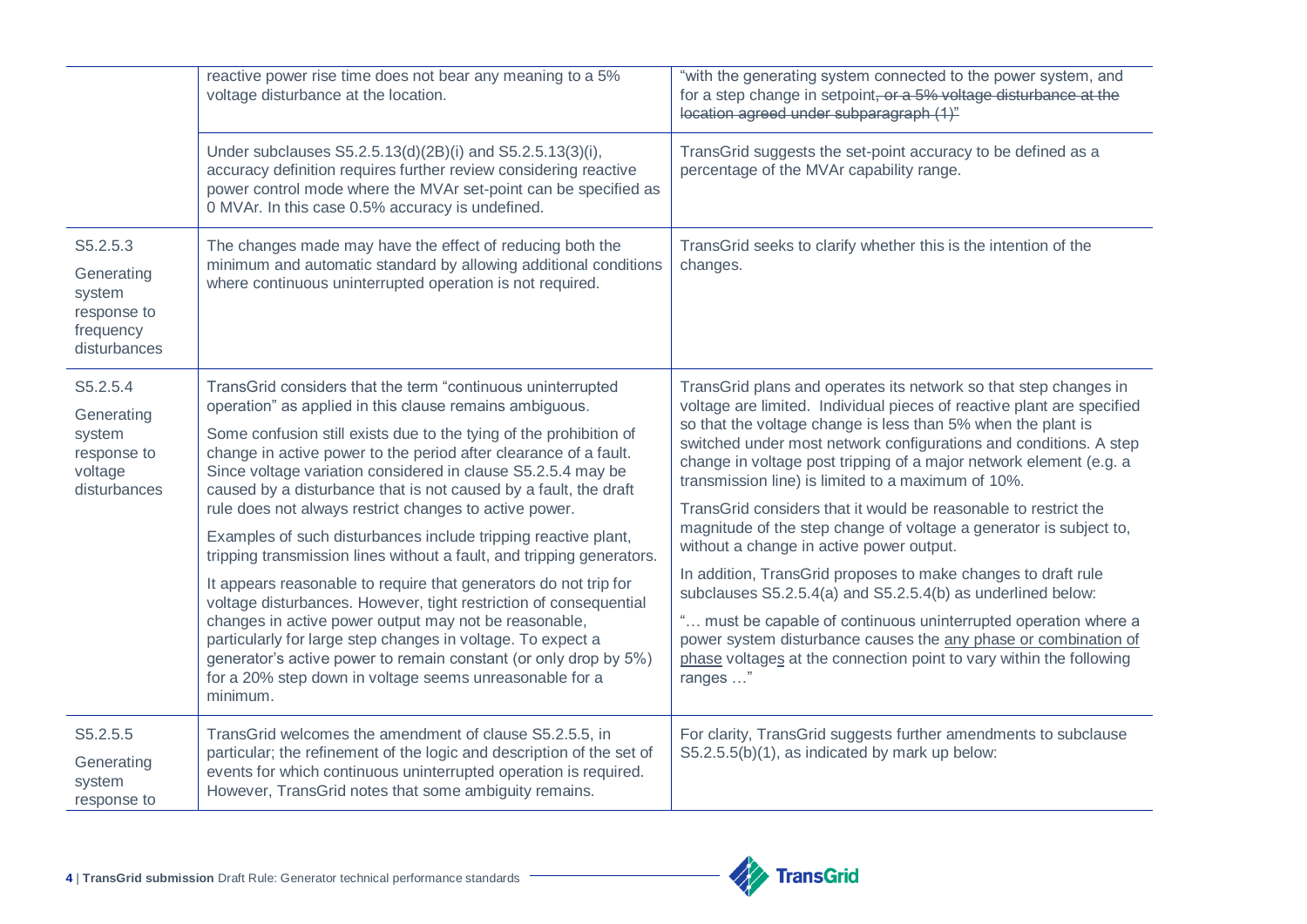| | | |
|---|---|---|
| | reactive power rise time does not bear any meaning to a 5% voltage disturbance at the location. | "with the generating system connected to the power system, and for a step change in setpoint~~, or a 5% voltage disturbance at the location agreed under subparagraph (1)~~" |
| | Under subclauses S5.2.5.13(d)(2B)(i) and S5.2.5.13(3)(i), accuracy definition requires further review considering reactive power control mode where the MVAr set-point can be specified as 0 MVAr. In this case 0.5% accuracy is undefined. | TransGrid suggests the set-point accuracy to be defined as a percentage of the MVAr capability range. |
| S5.2.5.3<br><br>Generating system response to frequency disturbances | The changes made may have the effect of reducing both the minimum and automatic standard by allowing additional conditions where continuous uninterrupted operation is not required. | TransGrid seeks to clarify whether this is the intention of the changes. |
| S5.2.5.4<br><br>Generating system response to voltage disturbances | TransGrid considers that the term "continuous uninterrupted operation" as applied in this clause remains ambiguous.<br><br>Some confusion still exists due to the tying of the prohibition of change in active power to the period after clearance of a fault. Since voltage variation considered in clause S5.2.5.4 may be caused by a disturbance that is not caused by a fault, the draft rule does not always restrict changes to active power.<br><br>Examples of such disturbances include tripping reactive plant, tripping transmission lines without a fault, and tripping generators.<br><br>It appears reasonable to require that generators do not trip for voltage disturbances. However, tight restriction of consequential changes in active power output may not be reasonable, particularly for large step changes in voltage. To expect a generator's active power to remain constant (or only drop by 5%) for a 20% step down in voltage seems unreasonable for a minimum. | TransGrid plans and operates its network so that step changes in voltage are limited. Individual pieces of reactive plant are specified so that the voltage change is less than 5% when the plant is switched under most network configurations and conditions. A step change in voltage post tripping of a major network element (e.g. a transmission line) is limited to a maximum of 10%.<br><br>TransGrid considers that it would be reasonable to restrict the magnitude of the step change of voltage a generator is subject to, without a change in active power output.<br><br>In addition, TransGrid proposes to make changes to draft rule subclauses S5.2.5.4(a) and S5.2.5.4(b) as underlined below:<br><br>"… must be capable of continuous uninterrupted operation where a power system disturbance causes the <u>any phase or combination of phase</u> voltage<u>s</u> at the connection point to vary within the following ranges …" |
| S5.2.5.5<br><br>Generating system response to | TransGrid welcomes the amendment of clause S5.2.5.5, in particular; the refinement of the logic and description of the set of events for which continuous uninterrupted operation is required. However, TransGrid notes that some ambiguity remains. | For clarity, TransGrid suggests further amendments to subclause S5.2.5.5(b)(1), as indicated by mark up below: |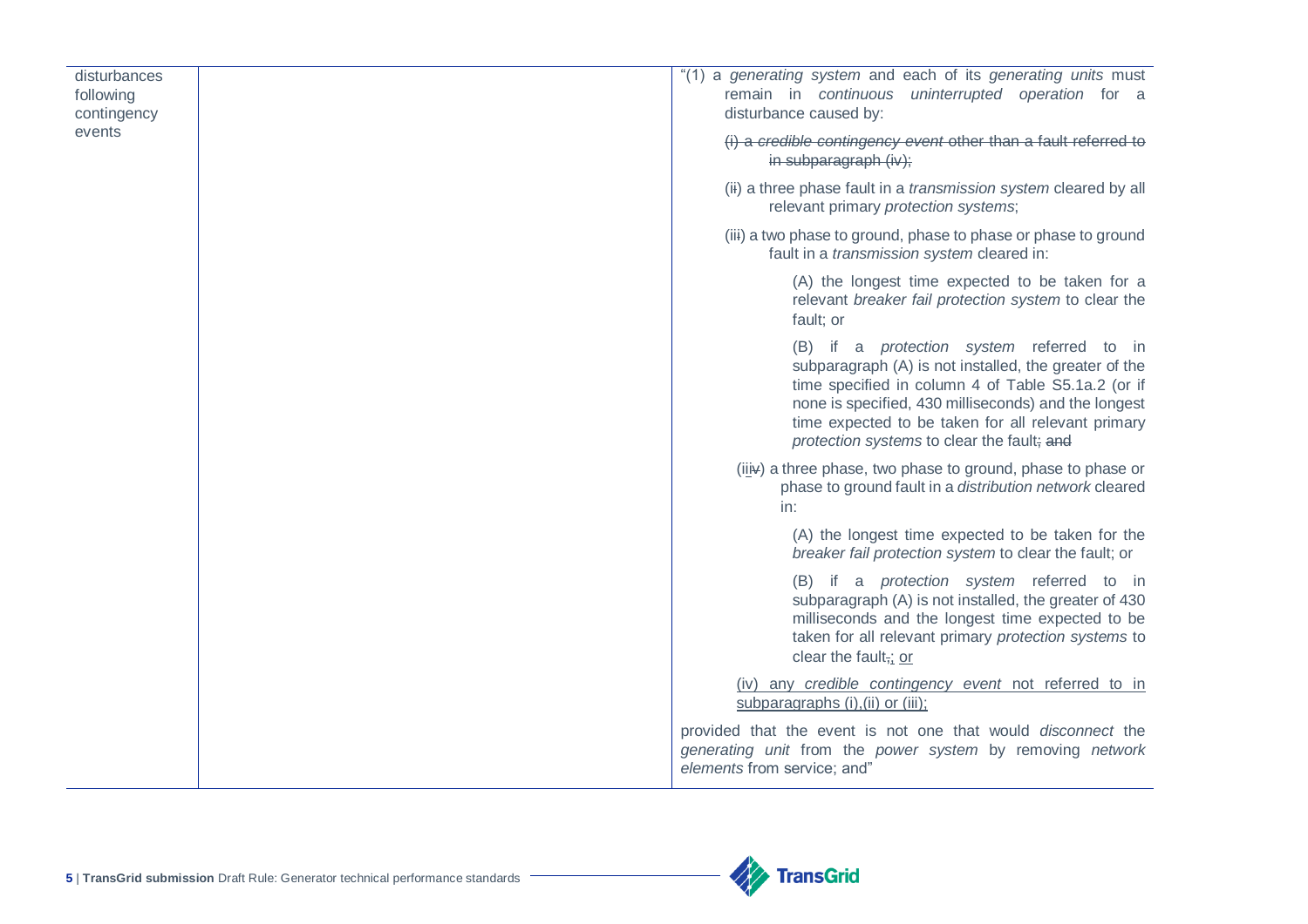| | | |
|---|---|---|
| disturbances following contingency events | | "(1) a *generating system* and each of its *generating units* must remain in *continuous uninterrupted operation* for a disturbance caused by:<br><br>~~(i) a *credible contingency event* other than a fault referred to in subparagraph (iv);~~<br><br>(i~~i~~) a three phase fault in a *transmission system* cleared by all relevant primary *protection systems*;<br><br>(ii~~i~~) a two phase to ground, phase to phase or phase to ground fault in a *transmission system* cleared in:<br><br>(A) the longest time expected to be taken for a relevant *breaker fail protection system* to clear the fault; or<br><br>(B) if a *protection system* referred to in subparagraph (A) is not installed, the greater of the time specified in column 4 of Table S5.1a.2 (or if none is specified, 430 milliseconds) and the longest time expected to be taken for all relevant primary *protection systems* to clear the fault~~; and~~<br><br>(ii<u>i</u>~~v~~) a three phase, two phase to ground, phase to phase or phase to ground fault in a *distribution network* cleared in:<br><br>(A) the longest time expected to be taken for the *breaker fail protection system* to clear the fault; or<br><br>(B) if a *protection system* referred to in subparagraph (A) is not installed, the greater of 430 milliseconds and the longest time expected to be taken for all relevant primary *protection systems* to clear the fault~~.~~<u>; or</u><br><br><u>(iv) any *credible contingency event* not referred to in subparagraphs (i),(ii) or (iii);</u><br><br>provided that the event is not one that would *disconnect* the *generating unit* from the *power system* by removing *network elements* from service; and" |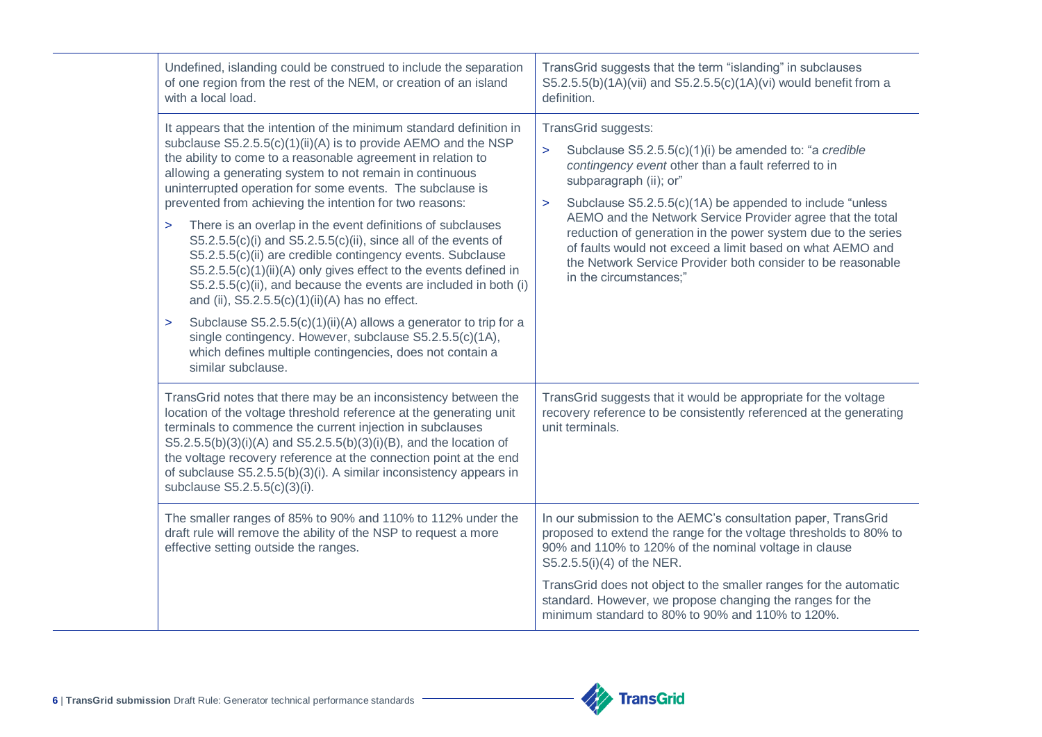| | | |
|---|---|---|
| | Undefined, islanding could be construed to include the separation of one region from the rest of the NEM, or creation of an island with a local load. | TransGrid suggests that the term "islanding" in subclauses S5.2.5.5(b)(1A)(vii) and S5.2.5.5(c)(1A)(vi) would benefit from a definition. |
| | It appears that the intention of the minimum standard definition in subclause S5.2.5.5(c)(1)(ii)(A) is to provide AEMO and the NSP the ability to come to a reasonable agreement in relation to allowing a generating system to not remain in continuous uninterrupted operation for some events. The subclause is prevented from achieving the intention for two reasons:<br>> There is an overlap in the event definitions of subclauses S5.2.5.5(c)(i) and S5.2.5.5(c)(ii), since all of the events of S5.2.5.5(c)(ii) are credible contingency events. Subclause S5.2.5.5(c)(1)(ii)(A) only gives effect to the events defined in S5.2.5.5(c)(ii), and because the events are included in both (i) and (ii), S5.2.5.5(c)(1)(ii)(A) has no effect.<br>> Subclause S5.2.5.5(c)(1)(ii)(A) allows a generator to trip for a single contingency. However, subclause S5.2.5.5(c)(1A), which defines multiple contingencies, does not contain a similar subclause. | TransGrid suggests:<br>> Subclause S5.2.5.5(c)(1)(i) be amended to: "a *credible contingency event* other than a fault referred to in subparagraph (ii); or"<br>> Subclause S5.2.5.5(c)(1A) be appended to include "unless AEMO and the Network Service Provider agree that the total reduction of generation in the power system due to the series of faults would not exceed a limit based on what AEMO and the Network Service Provider both consider to be reasonable in the circumstances;" |
| | TransGrid notes that there may be an inconsistency between the location of the voltage threshold reference at the generating unit terminals to commence the current injection in subclauses S5.2.5.5(b)(3)(i)(A) and S5.2.5.5(b)(3)(i)(B), and the location of the voltage recovery reference at the connection point at the end of subclause S5.2.5.5(b)(3)(i). A similar inconsistency appears in subclause S5.2.5.5(c)(3)(i). | TransGrid suggests that it would be appropriate for the voltage recovery reference to be consistently referenced at the generating unit terminals. |
| | The smaller ranges of 85% to 90% and 110% to 112% under the draft rule will remove the ability of the NSP to request a more effective setting outside the ranges. | In our submission to the AEMC's consultation paper, TransGrid proposed to extend the range for the voltage thresholds to 80% to 90% and 110% to 120% of the nominal voltage in clause S5.2.5.5(i)(4) of the NER.<br>TransGrid does not object to the smaller ranges for the automatic standard. However, we propose changing the ranges for the minimum standard to 80% to 90% and 110% to 120%. |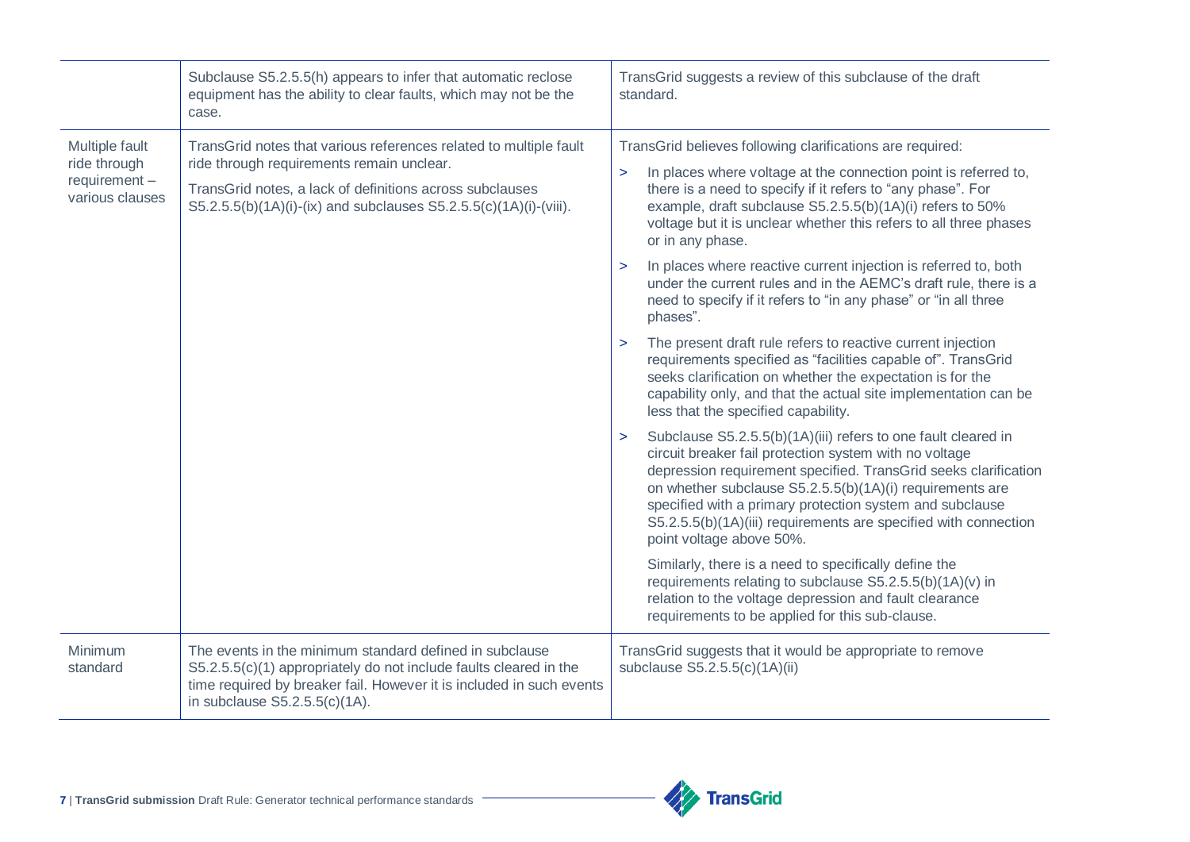| | | |
|---|---|---|
| | Subclause S5.2.5.5(h) appears to infer that automatic reclose equipment has the ability to clear faults, which may not be the case. | TransGrid suggests a review of this subclause of the draft standard. |
| Multiple fault ride through requirement – various clauses | TransGrid notes that various references related to multiple fault ride through requirements remain unclear.<br><br>TransGrid notes, a lack of definitions across subclauses S5.2.5.5(b)(1A)(i)-(ix) and subclauses S5.2.5.5(c)(1A)(i)-(viii). | TransGrid believes following clarifications are required:<br><br>> In places where voltage at the connection point is referred to, there is a need to specify if it refers to "any phase". For example, draft subclause S5.2.5.5(b)(1A)(i) refers to 50% voltage but it is unclear whether this refers to all three phases or in any phase.<br><br>> In places where reactive current injection is referred to, both under the current rules and in the AEMC's draft rule, there is a need to specify if it refers to "in any phase" or "in all three phases".<br><br>> The present draft rule refers to reactive current injection requirements specified as "facilities capable of". TransGrid seeks clarification on whether the expectation is for the capability only, and that the actual site implementation can be less that the specified capability.<br><br>> Subclause S5.2.5.5(b)(1A)(iii) refers to one fault cleared in circuit breaker fail protection system with no voltage depression requirement specified. TransGrid seeks clarification on whether subclause S5.2.5.5(b)(1A)(i) requirements are specified with a primary protection system and subclause S5.2.5.5(b)(1A)(iii) requirements are specified with connection point voltage above 50%.<br><br>Similarly, there is a need to specifically define the requirements relating to subclause S5.2.5.5(b)(1A)(v) in relation to the voltage depression and fault clearance requirements to be applied for this sub-clause. |
| Minimum standard | The events in the minimum standard defined in subclause S5.2.5.5(c)(1) appropriately do not include faults cleared in the time required by breaker fail. However it is included in such events in subclause S5.2.5.5(c)(1A). | TransGrid suggests that it would be appropriate to remove subclause S5.2.5.5(c)(1A)(ii) |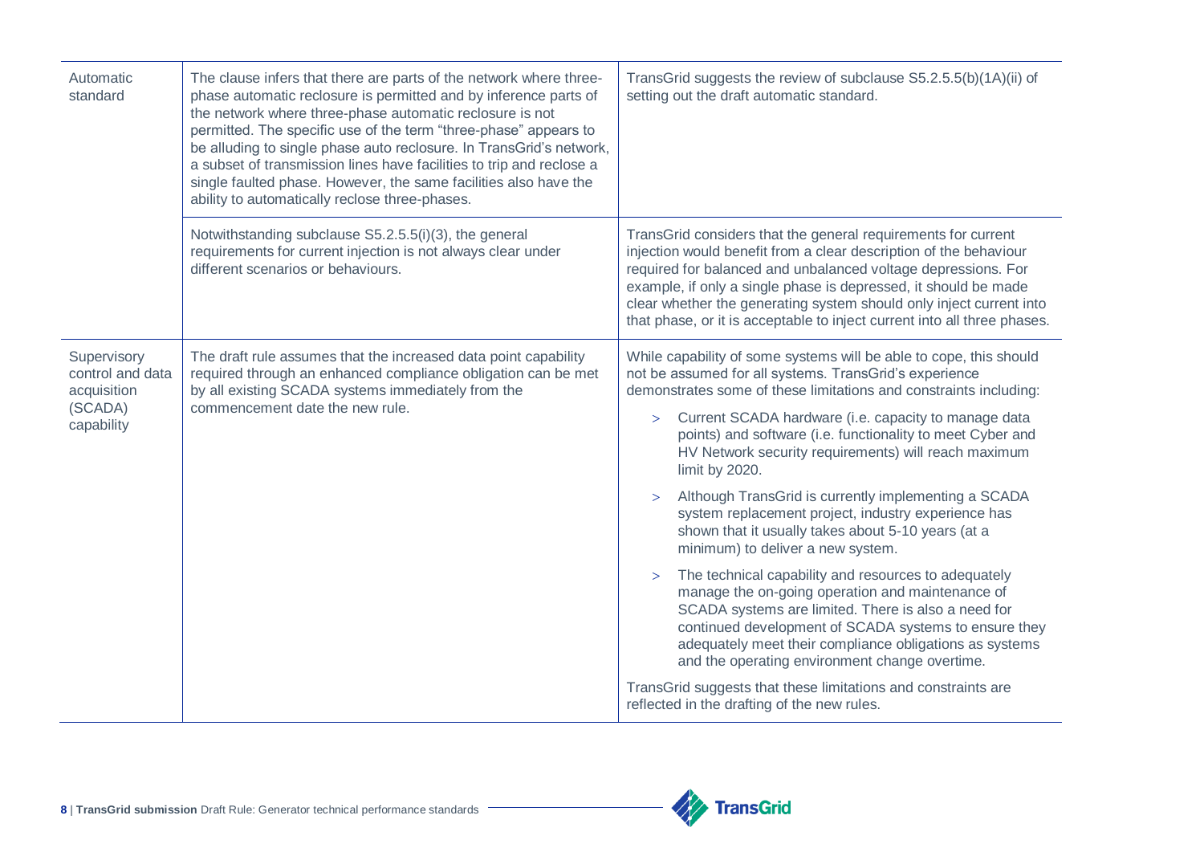| | | |
|---|---|---|
| Automatic standard | The clause infers that there are parts of the network where three-phase automatic reclosure is permitted and by inference parts of the network where three-phase automatic reclosure is not permitted. The specific use of the term "three-phase" appears to be alluding to single phase auto reclosure. In TransGrid's network, a subset of transmission lines have facilities to trip and reclose a single faulted phase. However, the same facilities also have the ability to automatically reclose three-phases. | TransGrid suggests the review of subclause S5.2.5.5(b)(1A)(ii) of setting out the draft automatic standard. |
| | Notwithstanding subclause S5.2.5.5(i)(3), the general requirements for current injection is not always clear under different scenarios or behaviours. | TransGrid considers that the general requirements for current injection would benefit from a clear description of the behaviour required for balanced and unbalanced voltage depressions. For example, if only a single phase is depressed, it should be made clear whether the generating system should only inject current into that phase, or it is acceptable to inject current into all three phases. |
| Supervisory control and data acquisition (SCADA) capability | The draft rule assumes that the increased data point capability required through an enhanced compliance obligation can be met by all existing SCADA systems immediately from the commencement date the new rule. | While capability of some systems will be able to cope, this should not be assumed for all systems. TransGrid's experience demonstrates some of these limitations and constraints including:<br>> Current SCADA hardware (i.e. capacity to manage data points) and software (i.e. functionality to meet Cyber and HV Network security requirements) will reach maximum limit by 2020.<br>> Although TransGrid is currently implementing a SCADA system replacement project, industry experience has shown that it usually takes about 5-10 years (at a minimum) to deliver a new system.<br>> The technical capability and resources to adequately manage the on-going operation and maintenance of SCADA systems are limited. There is also a need for continued development of SCADA systems to ensure they adequately meet their compliance obligations as systems and the operating environment change overtime.<br>TransGrid suggests that these limitations and constraints are reflected in the drafting of the new rules. |